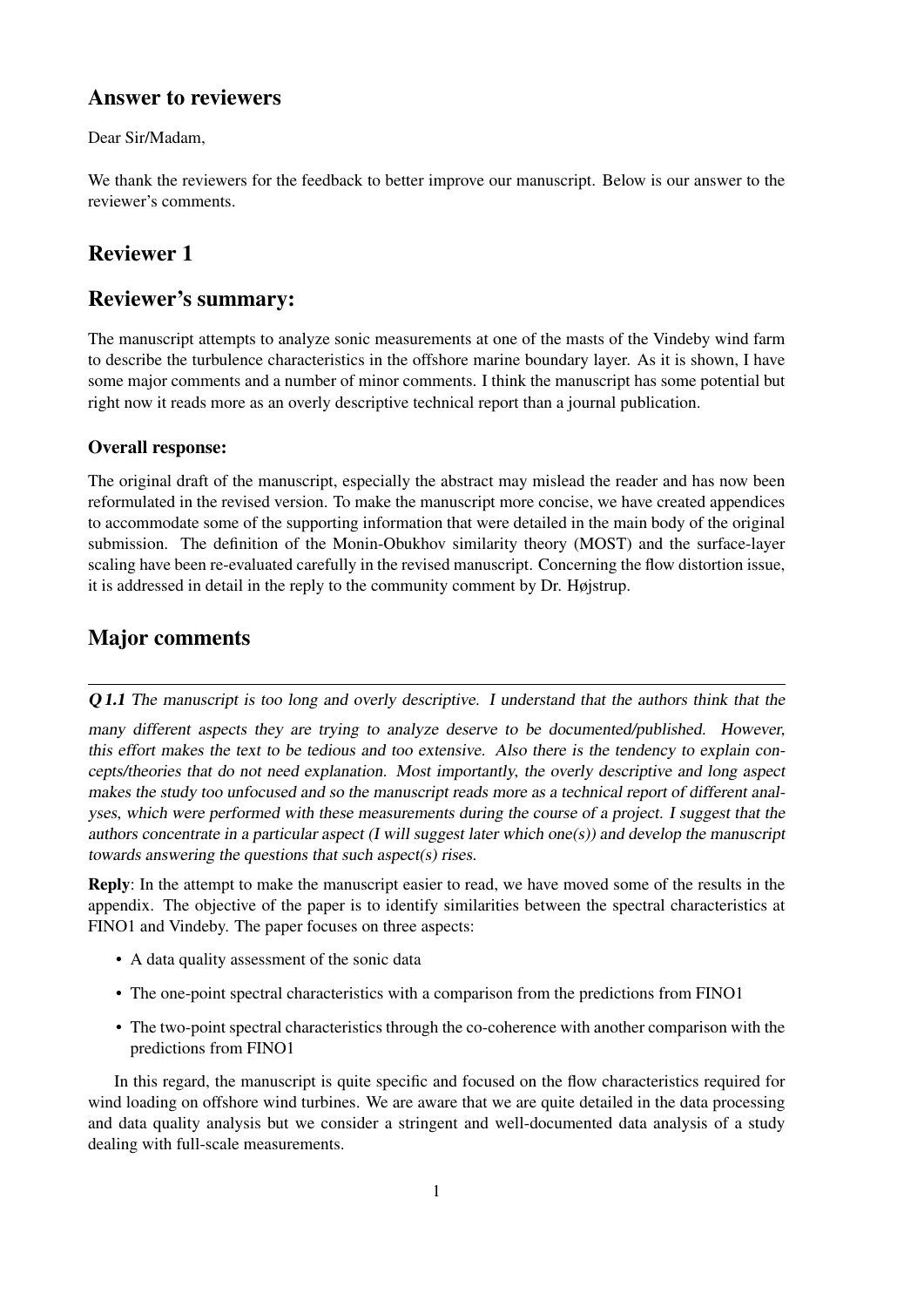## Answer to reviewers

Dear Sir/Madam,

We thank the reviewers for the feedback to better improve our manuscript. Below is our answer to the reviewer's comments.

## Reviewer 1

## Reviewer's summary:

The manuscript attempts to analyze sonic measurements at one of the masts of the Vindeby wind farm to describe the turbulence characteristics in the offshore marine boundary layer. As it is shown, I have some major comments and a number of minor comments. I think the manuscript has some potential but right now it reads more as an overly descriptive technical report than a journal publication.

### Overall response:

The original draft of the manuscript, especially the abstract may mislead the reader and has now been reformulated in the revised version. To make the manuscript more concise, we have created appendices to accommodate some of the supporting information that were detailed in the main body of the original submission. The definition of the Monin-Obukhov similarity theory (MOST) and the surface-layer scaling have been re-evaluated carefully in the revised manuscript. Concerning the flow distortion issue, it is addressed in detail in the reply to the community comment by Dr. Højstrup.

## Major comments

---

***Q 1.1*** *The manuscript is too long and overly descriptive. I understand that the authors think that the many different aspects they are trying to analyze deserve to be documented/published. However, this effort makes the text to be tedious and too extensive. Also there is the tendency to explain concepts/theories that do not need explanation. Most importantly, the overly descriptive and long aspect makes the study too unfocused and so the manuscript reads more as a technical report of different analyses, which were performed with these measurements during the course of a project. I suggest that the authors concentrate in a particular aspect (I will suggest later which one(s)) and develop the manuscript towards answering the questions that such aspect(s) rises.*

**Reply**: In the attempt to make the manuscript easier to read, we have moved some of the results in the appendix. The objective of the paper is to identify similarities between the spectral characteristics at FINO1 and Vindeby. The paper focuses on three aspects:

- A data quality assessment of the sonic data
- The one-point spectral characteristics with a comparison from the predictions from FINO1
- The two-point spectral characteristics through the co-coherence with another comparison with the predictions from FINO1

In this regard, the manuscript is quite specific and focused on the flow characteristics required for wind loading on offshore wind turbines. We are aware that we are quite detailed in the data processing and data quality analysis but we consider a stringent and well-documented data analysis of a study dealing with full-scale measurements.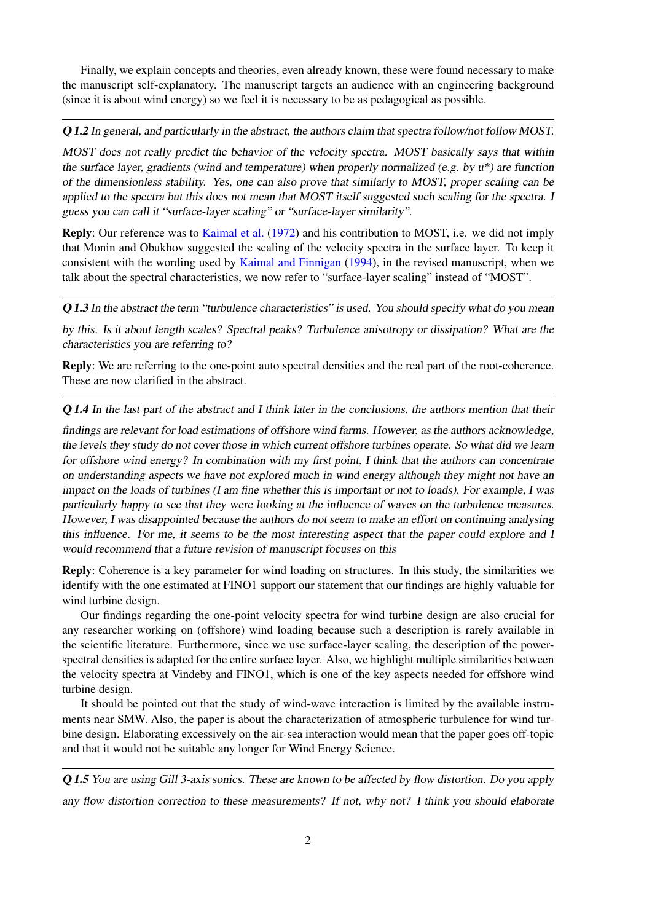Finally, we explain concepts and theories, even already known, these were found necessary to make the manuscript self-explanatory. The manuscript targets an audience with an engineering background (since it is about wind energy) so we feel it is necessary to be as pedagogical as possible.

---

***Q 1.2*** *In general, and particularly in the abstract, the authors claim that spectra follow/not follow MOST. MOST does not really predict the behavior of the velocity spectra. MOST basically says that within the surface layer, gradients (wind and temperature) when properly normalized (e.g. by u\*) are function of the dimensionless stability. Yes, one can also prove that similarly to MOST, proper scaling can be applied to the spectra but this does not mean that MOST itself suggested such scaling for the spectra. I guess you can call it "surface-layer scaling" or "surface-layer similarity".*

**Reply**: Our reference was to Kaimal et al. (1972) and his contribution to MOST, i.e. we did not imply that Monin and Obukhov suggested the scaling of the velocity spectra in the surface layer. To keep it consistent with the wording used by Kaimal and Finnigan (1994), in the revised manuscript, when we talk about the spectral characteristics, we now refer to "surface-layer scaling" instead of "MOST".

---

***Q 1.3*** *In the abstract the term "turbulence characteristics" is used. You should specify what do you mean by this. Is it about length scales? Spectral peaks? Turbulence anisotropy or dissipation? What are the characteristics you are referring to?*

**Reply**: We are referring to the one-point auto spectral densities and the real part of the root-coherence. These are now clarified in the abstract.

---

***Q 1.4*** *In the last part of the abstract and I think later in the conclusions, the authors mention that their findings are relevant for load estimations of offshore wind farms. However, as the authors acknowledge, the levels they study do not cover those in which current offshore turbines operate. So what did we learn for offshore wind energy? In combination with my first point, I think that the authors can concentrate on understanding aspects we have not explored much in wind energy although they might not have an impact on the loads of turbines (I am fine whether this is important or not to loads). For example, I was particularly happy to see that they were looking at the influence of waves on the turbulence measures. However, I was disappointed because the authors do not seem to make an effort on continuing analysing this influence. For me, it seems to be the most interesting aspect that the paper could explore and I would recommend that a future revision of manuscript focuses on this*

**Reply**: Coherence is a key parameter for wind loading on structures. In this study, the similarities we identify with the one estimated at FINO1 support our statement that our findings are highly valuable for wind turbine design.

Our findings regarding the one-point velocity spectra for wind turbine design are also crucial for any researcher working on (offshore) wind loading because such a description is rarely available in the scientific literature. Furthermore, since we use surface-layer scaling, the description of the power-spectral densities is adapted for the entire surface layer. Also, we highlight multiple similarities between the velocity spectra at Vindeby and FINO1, which is one of the key aspects needed for offshore wind turbine design.

It should be pointed out that the study of wind-wave interaction is limited by the available instruments near SMW. Also, the paper is about the characterization of atmospheric turbulence for wind turbine design. Elaborating excessively on the air-sea interaction would mean that the paper goes off-topic and that it would not be suitable any longer for Wind Energy Science.

---

***Q 1.5*** *You are using Gill 3-axis sonics. These are known to be affected by flow distortion. Do you apply any flow distortion correction to these measurements? If not, why not? I think you should elaborate*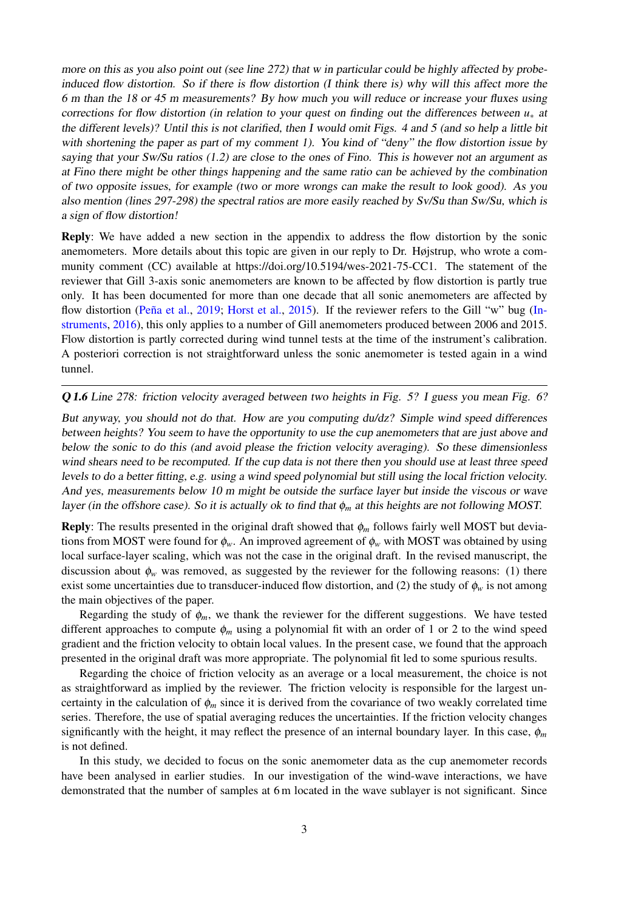*more on this as you also point out (see line 272) that w in particular could be highly affected by probe-induced flow distortion. So if there is flow distortion (I think there is) why will this affect more the 6 m than the 18 or 45 m measurements? By how much you will reduce or increase your fluxes using corrections for flow distortion (in relation to your quest on finding out the differences between $u_*$ at the different levels)? Until this is not clarified, then I would omit Figs. 4 and 5 (and so help a little bit with shortening the paper as part of my comment 1). You kind of "deny" the flow distortion issue by saying that your Sw/Su ratios (1.2) are close to the ones of Fino. This is however not an argument as at Fino there might be other things happening and the same ratio can be achieved by the combination of two opposite issues, for example (two or more wrongs can make the result to look good). As you also mention (lines 297-298) the spectral ratios are more easily reached by Sv/Su than Sw/Su, which is a sign of flow distortion!*

**Reply**: We have added a new section in the appendix to address the flow distortion by the sonic anemometers. More details about this topic are given in our reply to Dr. Højstrup, who wrote a community comment (CC) available at https://doi.org/10.5194/wes-2021-75-CC1. The statement of the reviewer that Gill 3-axis sonic anemometers are known to be affected by flow distortion is partly true only. It has been documented for more than one decade that all sonic anemometers are affected by flow distortion (Peña et al., 2019; Horst et al., 2015). If the reviewer refers to the Gill "w" bug (Instruments, 2016), this only applies to a number of Gill anemometers produced between 2006 and 2015. Flow distortion is partly corrected during wind tunnel tests at the time of the instrument's calibration. A posteriori correction is not straightforward unless the sonic anemometer is tested again in a wind tunnel.

---

***Q 1.6*** *Line 278: friction velocity averaged between two heights in Fig. 5? I guess you mean Fig. 6?*

*But anyway, you should not do that. How are you computing du/dz? Simple wind speed differences between heights? You seem to have the opportunity to use the cup anemometers that are just above and below the sonic to do this (and avoid please the friction velocity averaging). So these dimensionless wind shears need to be recomputed. If the cup data is not there then you should use at least three speed levels to do a better fitting, e.g. using a wind speed polynomial but still using the local friction velocity. And yes, measurements below 10 m might be outside the surface layer but inside the viscous or wave layer (in the offshore case). So it is actually ok to find that $\phi_m$ at this heights are not following MOST.*

**Reply**: The results presented in the original draft showed that $\phi_m$ follows fairly well MOST but deviations from MOST were found for $\phi_w$. An improved agreement of $\phi_w$ with MOST was obtained by using local surface-layer scaling, which was not the case in the original draft. In the revised manuscript, the discussion about $\phi_w$ was removed, as suggested by the reviewer for the following reasons: (1) there exist some uncertainties due to transducer-induced flow distortion, and (2) the study of $\phi_w$ is not among the main objectives of the paper.

Regarding the study of $\phi_m$, we thank the reviewer for the different suggestions. We have tested different approaches to compute $\phi_m$ using a polynomial fit with an order of 1 or 2 to the wind speed gradient and the friction velocity to obtain local values. In the present case, we found that the approach presented in the original draft was more appropriate. The polynomial fit led to some spurious results.

Regarding the choice of friction velocity as an average or a local measurement, the choice is not as straightforward as implied by the reviewer. The friction velocity is responsible for the largest uncertainty in the calculation of $\phi_m$ since it is derived from the covariance of two weakly correlated time series. Therefore, the use of spatial averaging reduces the uncertainties. If the friction velocity changes significantly with the height, it may reflect the presence of an internal boundary layer. In this case, $\phi_m$ is not defined.

In this study, we decided to focus on the sonic anemometer data as the cup anemometer records have been analysed in earlier studies. In our investigation of the wind-wave interactions, we have demonstrated that the number of samples at 6 m located in the wave sublayer is not significant. Since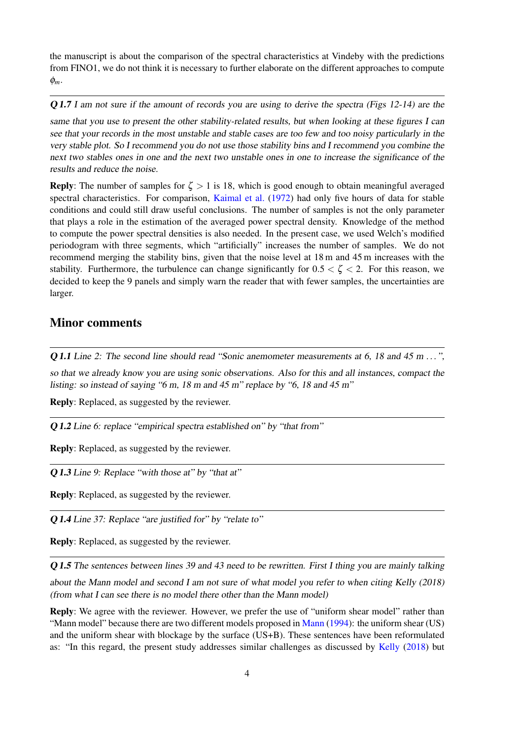the manuscript is about the comparison of the spectral characteristics at Vindeby with the predictions from FINO1, we do not think it is necessary to further elaborate on the different approaches to compute $\phi_m$.

---

***Q 1.7*** *I am not sure if the amount of records you are using to derive the spectra (Figs 12-14) are the same that you use to present the other stability-related results, but when looking at these figures I can see that your records in the most unstable and stable cases are too few and too noisy particularly in the very stable plot. So I recommend you do not use those stability bins and I recommend you combine the next two stables ones in one and the next two unstable ones in one to increase the significance of the results and reduce the noise.*

**Reply**: The number of samples for $\zeta > 1$ is 18, which is good enough to obtain meaningful averaged spectral characteristics. For comparison, Kaimal et al. (1972) had only five hours of data for stable conditions and could still draw useful conclusions. The number of samples is not the only parameter that plays a role in the estimation of the averaged power spectral density. Knowledge of the method to compute the power spectral densities is also needed. In the present case, we used Welch's modified periodogram with three segments, which "artificially" increases the number of samples. We do not recommend merging the stability bins, given that the noise level at 18 m and 45 m increases with the stability. Furthermore, the turbulence can change significantly for $0.5 < \zeta < 2$. For this reason, we decided to keep the 9 panels and simply warn the reader that with fewer samples, the uncertainties are larger.

## Minor comments

---

***Q 1.1*** *Line 2: The second line should read "Sonic anemometer measurements at 6, 18 and 45 m ...", so that we already know you are using sonic observations. Also for this and all instances, compact the listing: so instead of saying "6 m, 18 m and 45 m" replace by "6, 18 and 45 m"*

**Reply**: Replaced, as suggested by the reviewer.

---

***Q 1.2*** *Line 6: replace "empirical spectra established on" by "that from"*

**Reply**: Replaced, as suggested by the reviewer.

---

***Q 1.3*** *Line 9: Replace "with those at" by "that at"*

**Reply**: Replaced, as suggested by the reviewer.

---

***Q 1.4*** *Line 37: Replace "are justified for" by "relate to"*

**Reply**: Replaced, as suggested by the reviewer.

---

***Q 1.5*** *The sentences between lines 39 and 43 need to be rewritten. First I thing you are mainly talking about the Mann model and second I am not sure of what model you refer to when citing Kelly (2018) (from what I can see there is no model there other than the Mann model)*

**Reply**: We agree with the reviewer. However, we prefer the use of "uniform shear model" rather than "Mann model" because there are two different models proposed in Mann (1994): the uniform shear (US) and the uniform shear with blockage by the surface (US+B). These sentences have been reformulated as: "In this regard, the present study addresses similar challenges as discussed by Kelly (2018) but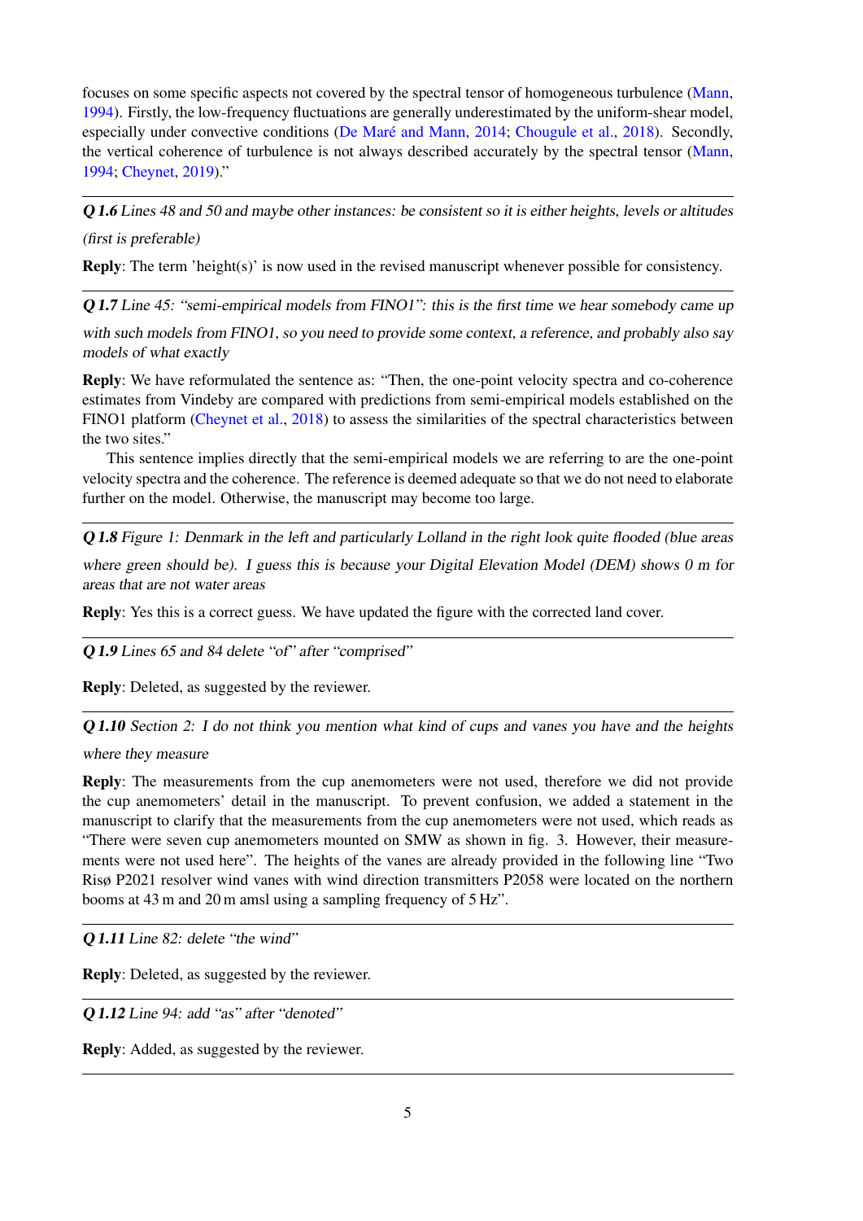focuses on some specific aspects not covered by the spectral tensor of homogeneous turbulence (Mann, 1994). Firstly, the low-frequency fluctuations are generally underestimated by the uniform-shear model, especially under convective conditions (De Maré and Mann, 2014; Chougule et al., 2018). Secondly, the vertical coherence of turbulence is not always described accurately by the spectral tensor (Mann, 1994; Cheynet, 2019)."

---

***Q 1.6*** *Lines 48 and 50 and maybe other instances: be consistent so it is either heights, levels or altitudes (first is preferable)*

**Reply**: The term 'height(s)' is now used in the revised manuscript whenever possible for consistency.

---

***Q 1.7*** *Line 45: "semi-empirical models from FINO1": this is the first time we hear somebody came up with such models from FINO1, so you need to provide some context, a reference, and probably also say models of what exactly*

**Reply**: We have reformulated the sentence as: "Then, the one-point velocity spectra and co-coherence estimates from Vindeby are compared with predictions from semi-empirical models established on the FINO1 platform (Cheynet et al., 2018) to assess the similarities of the spectral characteristics between the two sites."

This sentence implies directly that the semi-empirical models we are referring to are the one-point velocity spectra and the coherence. The reference is deemed adequate so that we do not need to elaborate further on the model. Otherwise, the manuscript may become too large.

---

***Q 1.8*** *Figure 1: Denmark in the left and particularly Lolland in the right look quite flooded (blue areas where green should be). I guess this is because your Digital Elevation Model (DEM) shows 0 m for areas that are not water areas*

**Reply**: Yes this is a correct guess. We have updated the figure with the corrected land cover.

---

***Q 1.9*** *Lines 65 and 84 delete "of" after "comprised"*

**Reply**: Deleted, as suggested by the reviewer.

---

***Q 1.10*** *Section 2: I do not think you mention what kind of cups and vanes you have and the heights where they measure*

**Reply**: The measurements from the cup anemometers were not used, therefore we did not provide the cup anemometers' detail in the manuscript. To prevent confusion, we added a statement in the manuscript to clarify that the measurements from the cup anemometers were not used, which reads as "There were seven cup anemometers mounted on SMW as shown in fig. 3. However, their measurements were not used here". The heights of the vanes are already provided in the following line "Two Risø P2021 resolver wind vanes with wind direction transmitters P2058 were located on the northern booms at 43 m and 20 m amsl using a sampling frequency of 5 Hz".

---

***Q 1.11*** *Line 82: delete "the wind"*

**Reply**: Deleted, as suggested by the reviewer.

---

***Q 1.12*** *Line 94: add "as" after "denoted"*

**Reply**: Added, as suggested by the reviewer.

---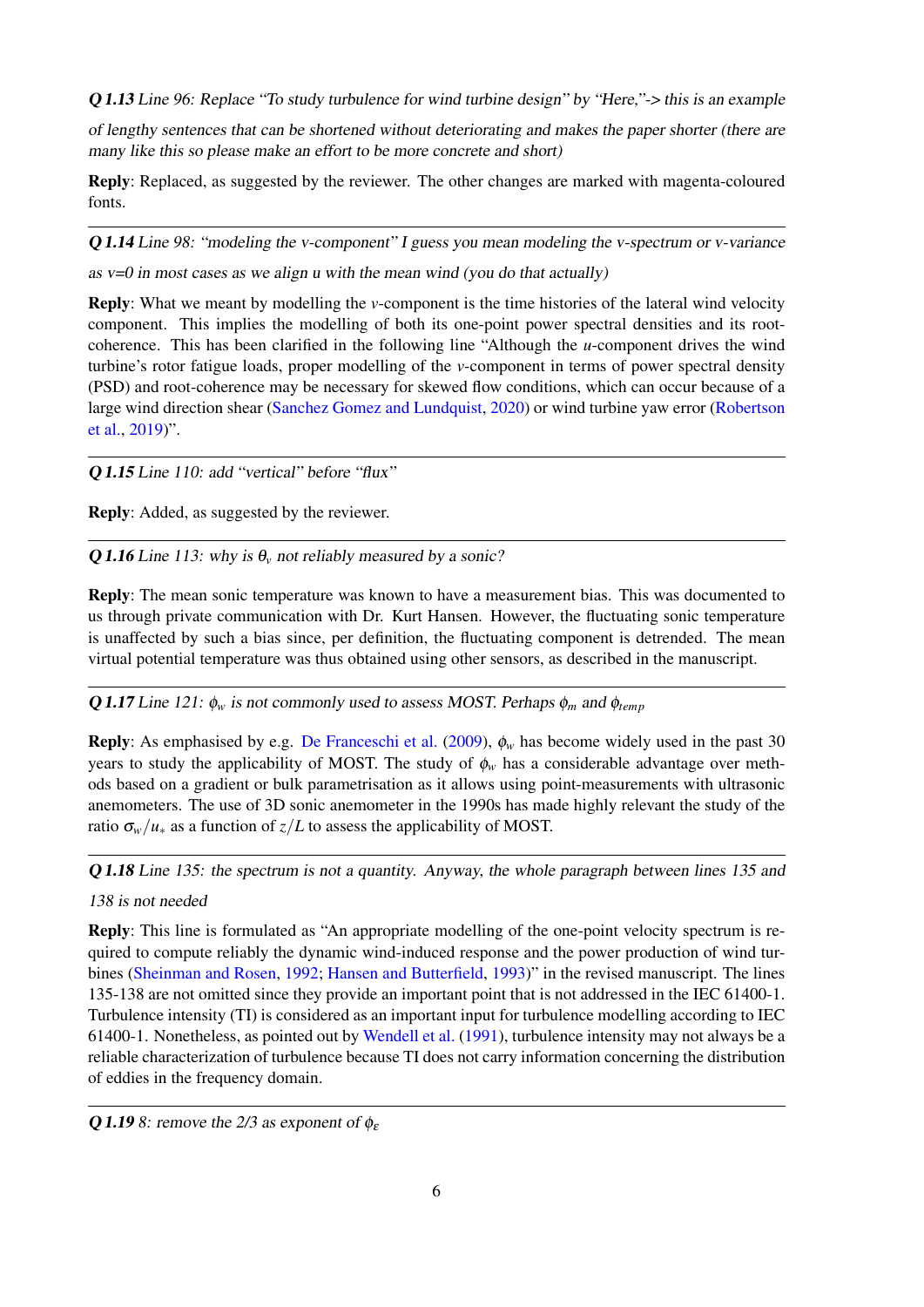***Q 1.13*** *Line 96: Replace "To study turbulence for wind turbine design" by "Here,"-> this is an example of lengthy sentences that can be shortened without deteriorating and makes the paper shorter (there are many like this so please make an effort to be more concrete and short)*

**Reply**: Replaced, as suggested by the reviewer. The other changes are marked with magenta-coloured fonts.

---

***Q 1.14*** *Line 98: "modeling the v-component" I guess you mean modeling the v-spectrum or v-variance as v=0 in most cases as we align u with the mean wind (you do that actually)*

**Reply**: What we meant by modelling the $v$-component is the time histories of the lateral wind velocity component. This implies the modelling of both its one-point power spectral densities and its root-coherence. This has been clarified in the following line "Although the $u$-component drives the wind turbine's rotor fatigue loads, proper modelling of the $v$-component in terms of power spectral density (PSD) and root-coherence may be necessary for skewed flow conditions, which can occur because of a large wind direction shear (Sanchez Gomez and Lundquist, 2020) or wind turbine yaw error (Robertson et al., 2019)".

---

***Q 1.15*** *Line 110: add "vertical" before "flux"*

**Reply**: Added, as suggested by the reviewer.

---

***Q 1.16*** *Line 113: why is $\theta_v$ not reliably measured by a sonic?*

**Reply**: The mean sonic temperature was known to have a measurement bias. This was documented to us through private communication with Dr. Kurt Hansen. However, the fluctuating sonic temperature is unaffected by such a bias since, per definition, the fluctuating component is detrended. The mean virtual potential temperature was thus obtained using other sensors, as described in the manuscript.

---

***Q 1.17*** *Line 121: $\phi_w$ is not commonly used to assess MOST. Perhaps $\phi_m$ and $\phi_{temp}$*

**Reply**: As emphasised by e.g. De Franceschi et al. (2009), $\phi_w$ has become widely used in the past 30 years to study the applicability of MOST. The study of $\phi_w$ has a considerable advantage over methods based on a gradient or bulk parametrisation as it allows using point-measurements with ultrasonic anemometers. The use of 3D sonic anemometer in the 1990s has made highly relevant the study of the ratio $\sigma_w/u_*$ as a function of $z/L$ to assess the applicability of MOST.

---

***Q 1.18*** *Line 135: the spectrum is not a quantity. Anyway, the whole paragraph between lines 135 and 138 is not needed*

**Reply**: This line is formulated as "An appropriate modelling of the one-point velocity spectrum is required to compute reliably the dynamic wind-induced response and the power production of wind turbines (Sheinman and Rosen, 1992; Hansen and Butterfield, 1993)" in the revised manuscript. The lines 135-138 are not omitted since they provide an important point that is not addressed in the IEC 61400-1. Turbulence intensity (TI) is considered as an important input for turbulence modelling according to IEC 61400-1. Nonetheless, as pointed out by Wendell et al. (1991), turbulence intensity may not always be a reliable characterization of turbulence because TI does not carry information concerning the distribution of eddies in the frequency domain.

---

***Q 1.19*** *8: remove the 2/3 as exponent of $\phi_\varepsilon$*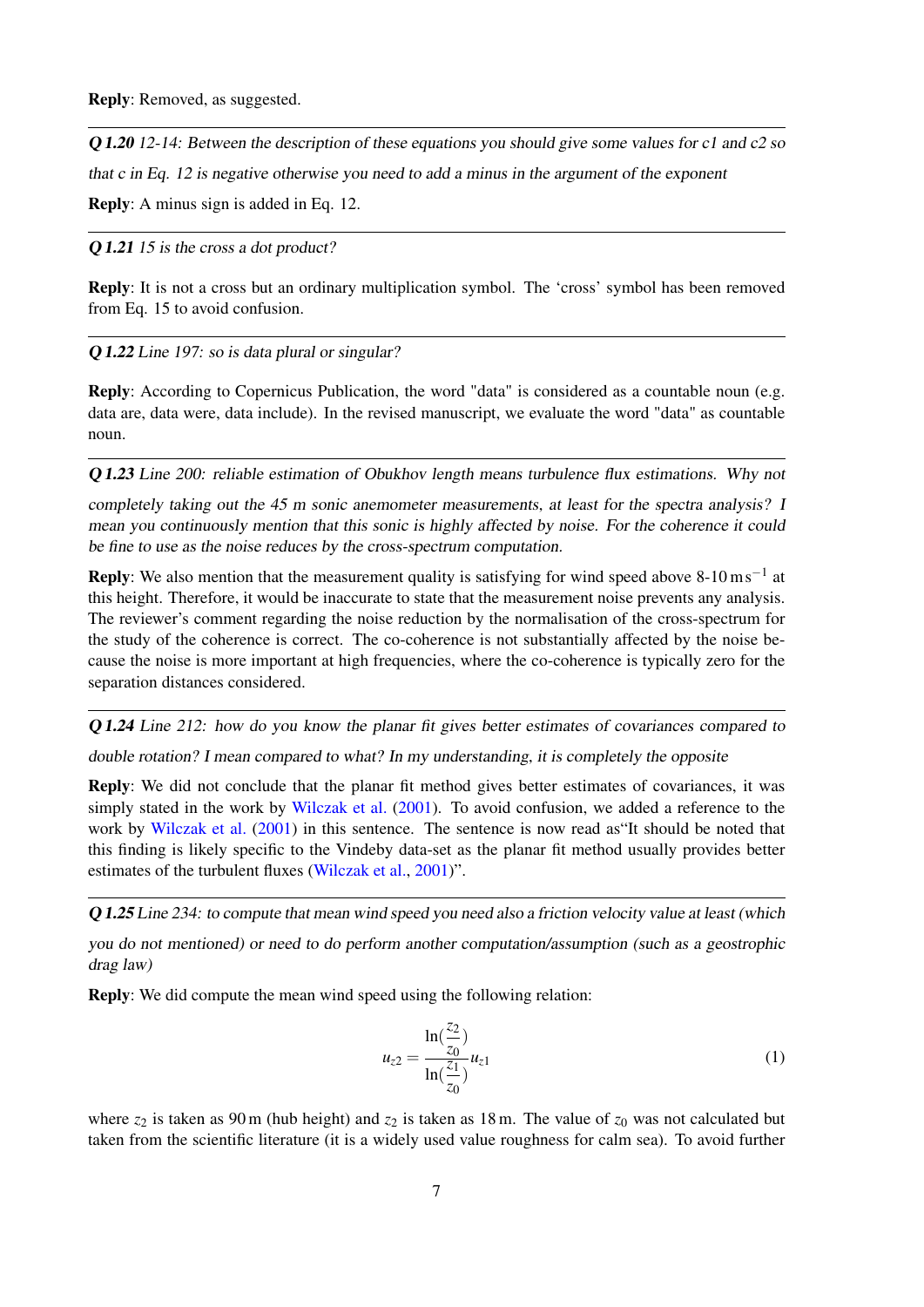**Reply**: Removed, as suggested.

---

***Q 1.20*** *12-14: Between the description of these equations you should give some values for c1 and c2 so that c in Eq. 12 is negative otherwise you need to add a minus in the argument of the exponent*

**Reply**: A minus sign is added in Eq. 12.

---

***Q 1.21*** *15 is the cross a dot product?*

**Reply**: It is not a cross but an ordinary multiplication symbol. The 'cross' symbol has been removed from Eq. 15 to avoid confusion.

---

***Q 1.22*** *Line 197: so is data plural or singular?*

**Reply**: According to Copernicus Publication, the word "data" is considered as a countable noun (e.g. data are, data were, data include). In the revised manuscript, we evaluate the word "data" as countable noun.

---

***Q 1.23*** *Line 200: reliable estimation of Obukhov length means turbulence flux estimations. Why not completely taking out the 45 m sonic anemometer measurements, at least for the spectra analysis? I mean you continuously mention that this sonic is highly affected by noise. For the coherence it could be fine to use as the noise reduces by the cross-spectrum computation.*

**Reply**: We also mention that the measurement quality is satisfying for wind speed above 8-10 $\mathrm{m\,s^{-1}}$ at this height. Therefore, it would be inaccurate to state that the measurement noise prevents any analysis. The reviewer's comment regarding the noise reduction by the normalisation of the cross-spectrum for the study of the coherence is correct. The co-coherence is not substantially affected by the noise because the noise is more important at high frequencies, where the co-coherence is typically zero for the separation distances considered.

---

***Q 1.24*** *Line 212: how do you know the planar fit gives better estimates of covariances compared to double rotation? I mean compared to what? In my understanding, it is completely the opposite*

**Reply**: We did not conclude that the planar fit method gives better estimates of covariances, it was simply stated in the work by Wilczak et al. (2001). To avoid confusion, we added a reference to the work by Wilczak et al. (2001) in this sentence. The sentence is now read as"It should be noted that this finding is likely specific to the Vindeby data-set as the planar fit method usually provides better estimates of the turbulent fluxes (Wilczak et al., 2001)".

---

***Q 1.25*** *Line 234: to compute that mean wind speed you need also a friction velocity value at least (which you do not mentioned) or need to do perform another computation/assumption (such as a geostrophic drag law)*

**Reply**: We did compute the mean wind speed using the following relation:

$$u_{z2} = \frac{\ln(\frac{z_2}{z_0})}{\ln(\frac{z_1}{z_0})} u_{z1} \tag{1}$$

where $z_2$ is taken as 90 m (hub height) and $z_2$ is taken as 18 m. The value of $z_0$ was not calculated but taken from the scientific literature (it is a widely used value roughness for calm sea). To avoid further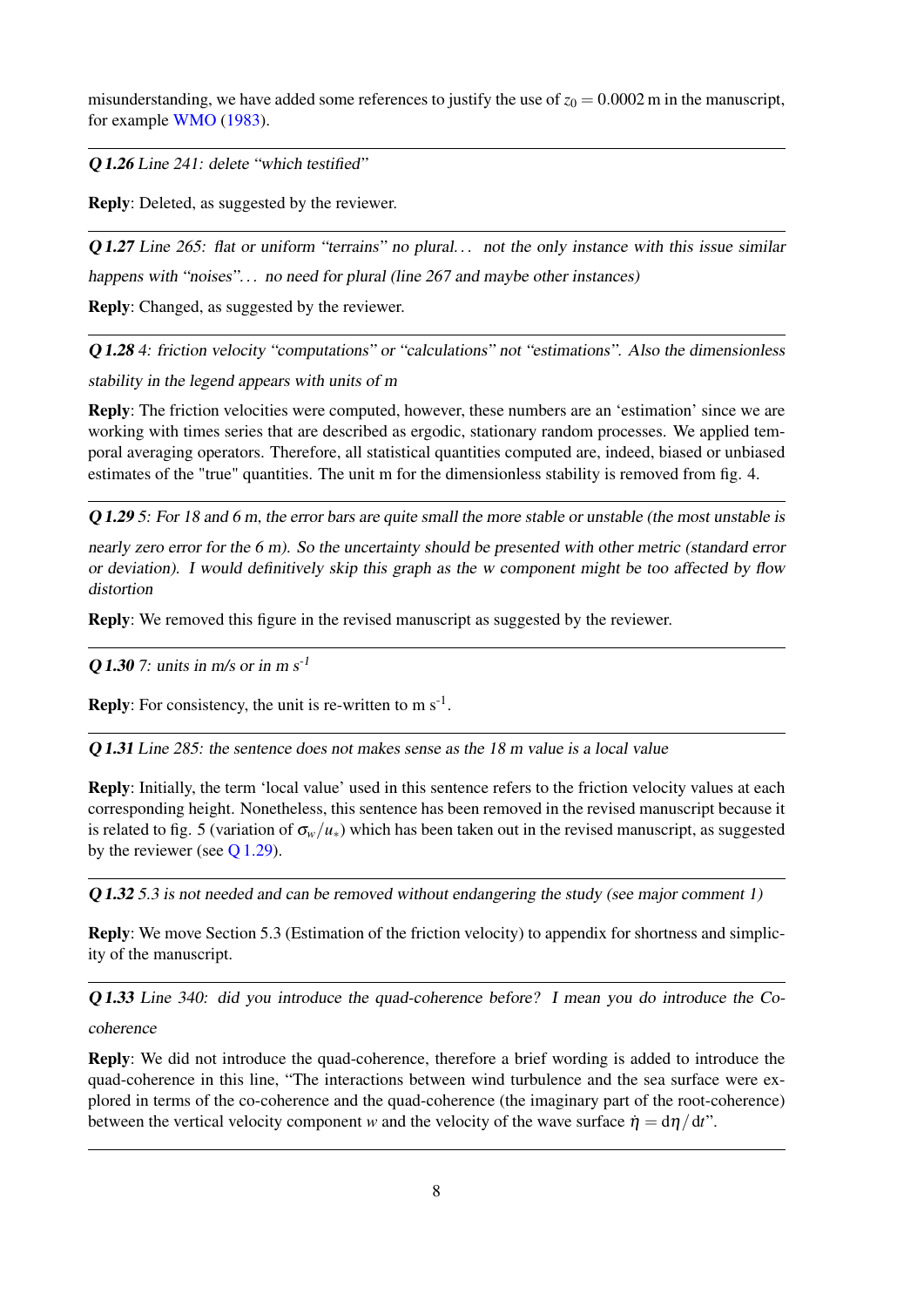misunderstanding, we have added some references to justify the use of $z_0 = 0.0002$ m in the manuscript, for example WMO (1983).

---

***Q 1.26*** *Line 241: delete "which testified"*

**Reply**: Deleted, as suggested by the reviewer.

---

***Q 1.27*** *Line 265: flat or uniform "terrains" no plural... not the only instance with this issue similar happens with "noises"... no need for plural (line 267 and maybe other instances)*

**Reply**: Changed, as suggested by the reviewer.

---

***Q 1.28*** *4: friction velocity "computations" or "calculations" not "estimations". Also the dimensionless stability in the legend appears with units of m*

**Reply**: The friction velocities were computed, however, these numbers are an 'estimation' since we are working with times series that are described as ergodic, stationary random processes. We applied temporal averaging operators. Therefore, all statistical quantities computed are, indeed, biased or unbiased estimates of the "true" quantities. The unit m for the dimensionless stability is removed from fig. 4.

---

***Q 1.29*** *5: For 18 and 6 m, the error bars are quite small the more stable or unstable (the most unstable is nearly zero error for the 6 m). So the uncertainty should be presented with other metric (standard error or deviation). I would definitively skip this graph as the w component might be too affected by flow distortion*

**Reply**: We removed this figure in the revised manuscript as suggested by the reviewer.

---

***Q 1.30*** *7: units in m/s or in m s$^{-1}$*

**Reply**: For consistency, the unit is re-written to m s$^{-1}$.

---

***Q 1.31*** *Line 285: the sentence does not makes sense as the 18 m value is a local value*

**Reply**: Initially, the term 'local value' used in this sentence refers to the friction velocity values at each corresponding height. Nonetheless, this sentence has been removed in the revised manuscript because it is related to fig. 5 (variation of $\sigma_w/u_*$) which has been taken out in the revised manuscript, as suggested by the reviewer (see Q 1.29).

---

***Q 1.32*** *5.3 is not needed and can be removed without endangering the study (see major comment 1)*

**Reply**: We move Section 5.3 (Estimation of the friction velocity) to appendix for shortness and simplicity of the manuscript.

---

***Q 1.33*** *Line 340: did you introduce the quad-coherence before? I mean you do introduce the Co-coherence*

**Reply**: We did not introduce the quad-coherence, therefore a brief wording is added to introduce the quad-coherence in this line, "The interactions between wind turbulence and the sea surface were explored in terms of the co-coherence and the quad-coherence (the imaginary part of the root-coherence) between the vertical velocity component $w$ and the velocity of the wave surface $\dot{\eta} = \mathrm{d}\eta/\mathrm{d}t$".

---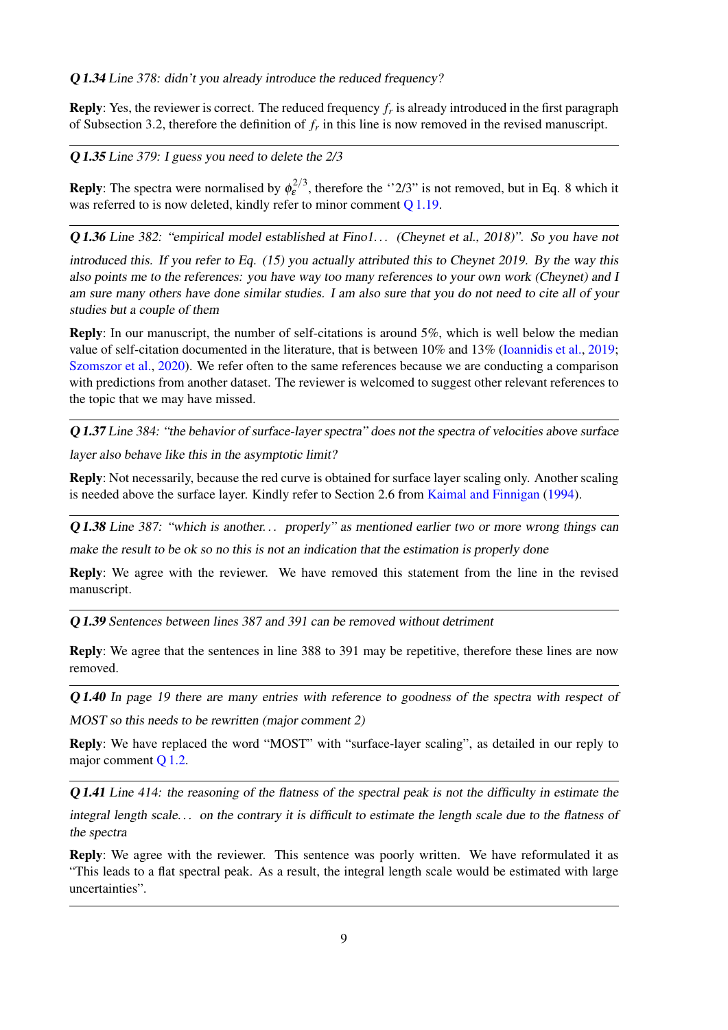***Q 1.34*** *Line 378: didn't you already introduce the reduced frequency?*

**Reply**: Yes, the reviewer is correct. The reduced frequency $f_r$ is already introduced in the first paragraph of Subsection 3.2, therefore the definition of $f_r$ in this line is now removed in the revised manuscript.

---

***Q 1.35*** *Line 379: I guess you need to delete the 2/3*

**Reply**: The spectra were normalised by $\phi_\varepsilon^{2/3}$, therefore the ''2/3" is not removed, but in Eq. 8 which it was referred to is now deleted, kindly refer to minor comment Q 1.19.

---

***Q 1.36*** *Line 382: "empirical model established at Fino1... (Cheynet et al., 2018)". So you have not introduced this. If you refer to Eq. (15) you actually attributed this to Cheynet 2019. By the way this also points me to the references: you have way too many references to your own work (Cheynet) and I am sure many others have done similar studies. I am also sure that you do not need to cite all of your studies but a couple of them*

**Reply**: In our manuscript, the number of self-citations is around 5%, which is well below the median value of self-citation documented in the literature, that is between 10% and 13% (Ioannidis et al., 2019; Szomszor et al., 2020). We refer often to the same references because we are conducting a comparison with predictions from another dataset. The reviewer is welcomed to suggest other relevant references to the topic that we may have missed.

---

***Q 1.37*** *Line 384: "the behavior of surface-layer spectra" does not the spectra of velocities above surface layer also behave like this in the asymptotic limit?*

**Reply**: Not necessarily, because the red curve is obtained for surface layer scaling only. Another scaling is needed above the surface layer. Kindly refer to Section 2.6 from Kaimal and Finnigan (1994).

---

***Q 1.38*** *Line 387: "which is another... properly" as mentioned earlier two or more wrong things can make the result to be ok so no this is not an indication that the estimation is properly done*

**Reply**: We agree with the reviewer. We have removed this statement from the line in the revised manuscript.

---

***Q 1.39*** *Sentences between lines 387 and 391 can be removed without detriment*

**Reply**: We agree that the sentences in line 388 to 391 may be repetitive, therefore these lines are now removed.

---

***Q 1.40*** *In page 19 there are many entries with reference to goodness of the spectra with respect of MOST so this needs to be rewritten (major comment 2)*

**Reply**: We have replaced the word "MOST" with "surface-layer scaling", as detailed in our reply to major comment Q 1.2.

---

***Q 1.41*** *Line 414: the reasoning of the flatness of the spectral peak is not the difficulty in estimate the integral length scale... on the contrary it is difficult to estimate the length scale due to the flatness of the spectra*

**Reply**: We agree with the reviewer. This sentence was poorly written. We have reformulated it as "This leads to a flat spectral peak. As a result, the integral length scale would be estimated with large uncertainties".

---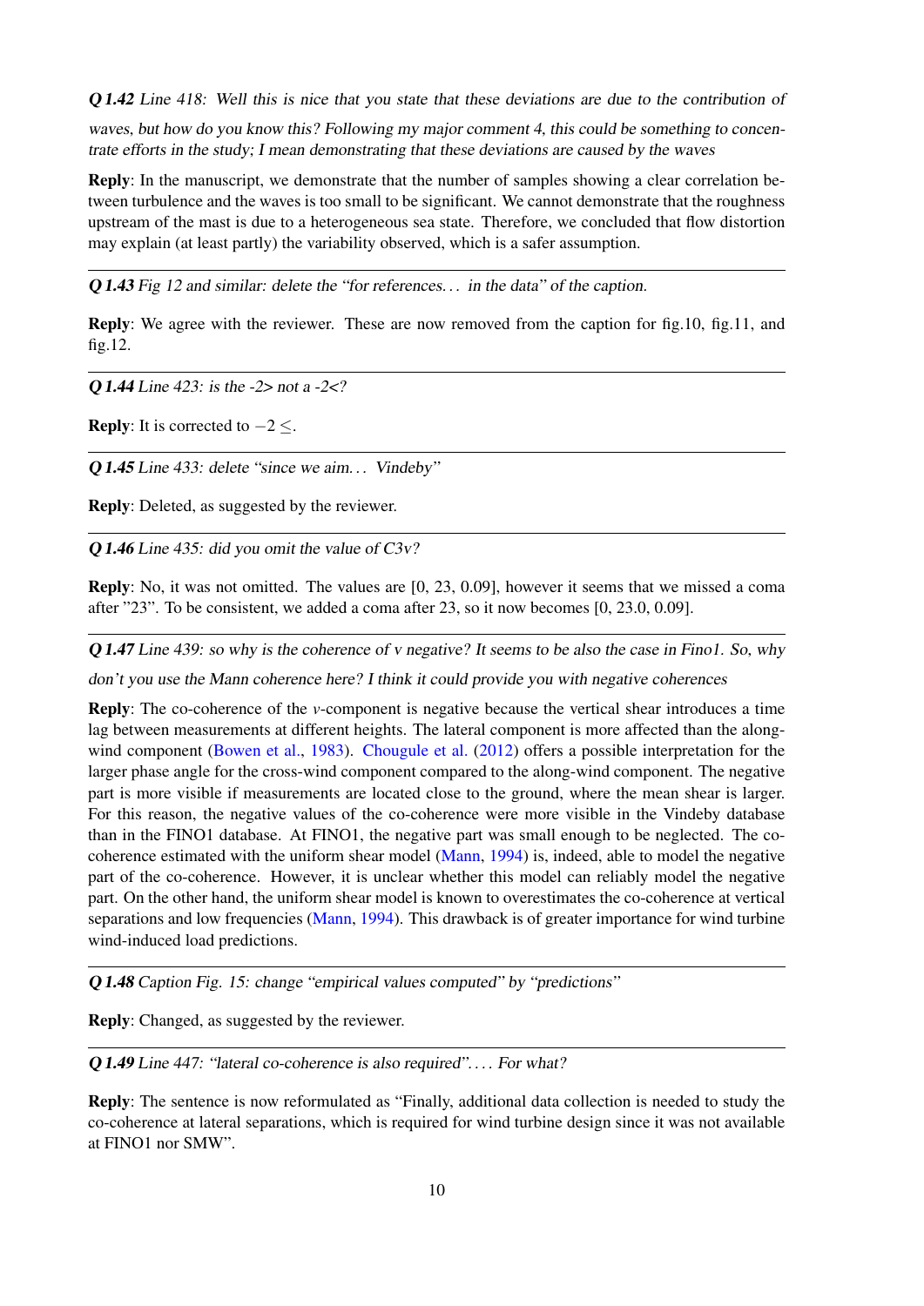***Q 1.42*** *Line 418: Well this is nice that you state that these deviations are due to the contribution of waves, but how do you know this? Following my major comment 4, this could be something to concentrate efforts in the study; I mean demonstrating that these deviations are caused by the waves*

**Reply**: In the manuscript, we demonstrate that the number of samples showing a clear correlation between turbulence and the waves is too small to be significant. We cannot demonstrate that the roughness upstream of the mast is due to a heterogeneous sea state. Therefore, we concluded that flow distortion may explain (at least partly) the variability observed, which is a safer assumption.

---

***Q 1.43*** *Fig 12 and similar: delete the "for references... in the data" of the caption.*

**Reply**: We agree with the reviewer. These are now removed from the caption for fig.10, fig.11, and fig.12.

---

***Q 1.44*** *Line 423: is the -2> not a -2<?*

**Reply**: It is corrected to $-2 \leq$.

---

***Q 1.45*** *Line 433: delete "since we aim... Vindeby"*

**Reply**: Deleted, as suggested by the reviewer.

---

***Q 1.46*** *Line 435: did you omit the value of C3v?*

**Reply**: No, it was not omitted. The values are [0, 23, 0.09], however it seems that we missed a coma after "23". To be consistent, we added a coma after 23, so it now becomes [0, 23.0, 0.09].

---

***Q 1.47*** *Line 439: so why is the coherence of v negative? It seems to be also the case in Fino1. So, why don't you use the Mann coherence here? I think it could provide you with negative coherences*

**Reply**: The co-coherence of the $v$-component is negative because the vertical shear introduces a time lag between measurements at different heights. The lateral component is more affected than the along-wind component (Bowen et al., 1983). Chougule et al. (2012) offers a possible interpretation for the larger phase angle for the cross-wind component compared to the along-wind component. The negative part is more visible if measurements are located close to the ground, where the mean shear is larger. For this reason, the negative values of the co-coherence were more visible in the Vindeby database than in the FINO1 database. At FINO1, the negative part was small enough to be neglected. The co-coherence estimated with the uniform shear model (Mann, 1994) is, indeed, able to model the negative part of the co-coherence. However, it is unclear whether this model can reliably model the negative part. On the other hand, the uniform shear model is known to overestimates the co-coherence at vertical separations and low frequencies (Mann, 1994). This drawback is of greater importance for wind turbine wind-induced load predictions.

---

***Q 1.48*** *Caption Fig. 15: change "empirical values computed" by "predictions"*

**Reply**: Changed, as suggested by the reviewer.

---

***Q 1.49*** *Line 447: "lateral co-coherence is also required".... For what?*

**Reply**: The sentence is now reformulated as "Finally, additional data collection is needed to study the co-coherence at lateral separations, which is required for wind turbine design since it was not available at FINO1 nor SMW".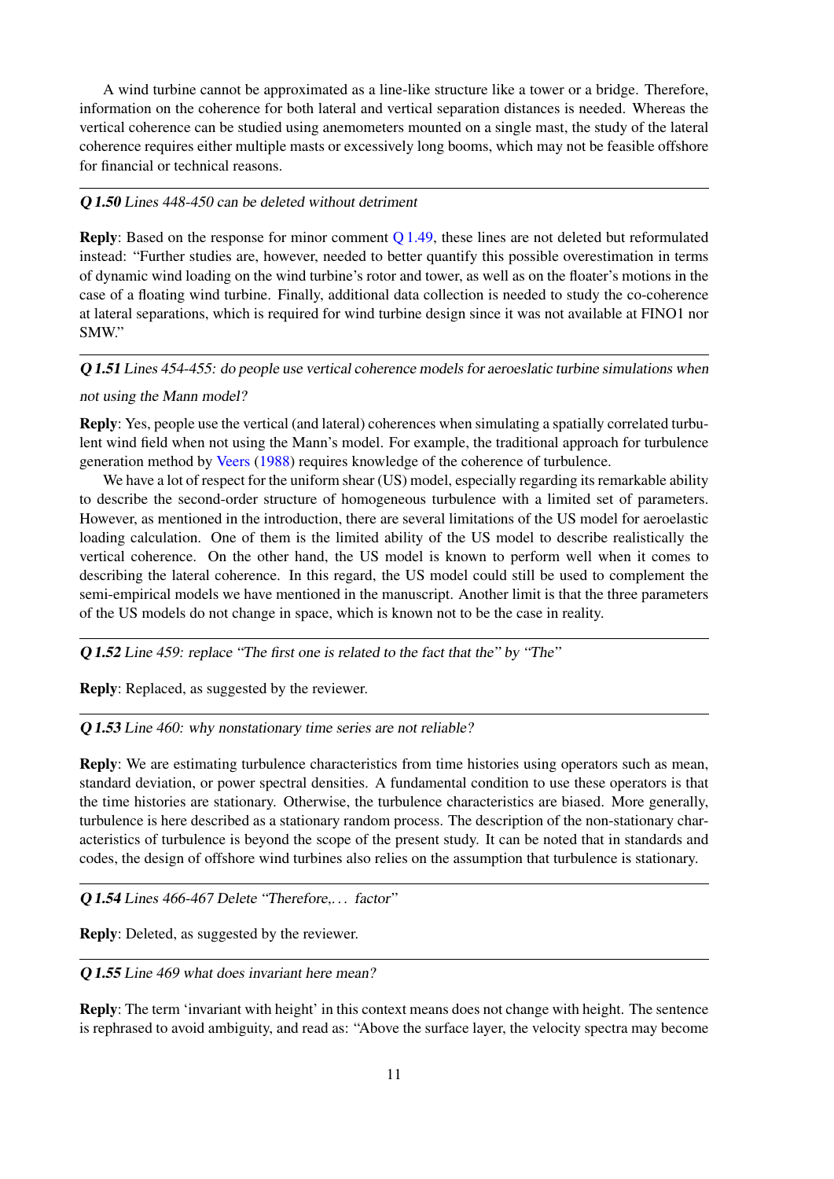A wind turbine cannot be approximated as a line-like structure like a tower or a bridge. Therefore, information on the coherence for both lateral and vertical separation distances is needed. Whereas the vertical coherence can be studied using anemometers mounted on a single mast, the study of the lateral coherence requires either multiple masts or excessively long booms, which may not be feasible offshore for financial or technical reasons.

---

***Q 1.50*** *Lines 448-450 can be deleted without detriment*

**Reply**: Based on the response for minor comment Q 1.49, these lines are not deleted but reformulated instead: "Further studies are, however, needed to better quantify this possible overestimation in terms of dynamic wind loading on the wind turbine's rotor and tower, as well as on the floater's motions in the case of a floating wind turbine. Finally, additional data collection is needed to study the co-coherence at lateral separations, which is required for wind turbine design since it was not available at FINO1 nor SMW."

---

***Q 1.51*** *Lines 454-455: do people use vertical coherence models for aeroeslatic turbine simulations when not using the Mann model?*

**Reply**: Yes, people use the vertical (and lateral) coherences when simulating a spatially correlated turbulent wind field when not using the Mann's model. For example, the traditional approach for turbulence generation method by Veers (1988) requires knowledge of the coherence of turbulence.

We have a lot of respect for the uniform shear (US) model, especially regarding its remarkable ability to describe the second-order structure of homogeneous turbulence with a limited set of parameters. However, as mentioned in the introduction, there are several limitations of the US model for aeroelastic loading calculation. One of them is the limited ability of the US model to describe realistically the vertical coherence. On the other hand, the US model is known to perform well when it comes to describing the lateral coherence. In this regard, the US model could still be used to complement the semi-empirical models we have mentioned in the manuscript. Another limit is that the three parameters of the US models do not change in space, which is known not to be the case in reality.

---

***Q 1.52*** *Line 459: replace "The first one is related to the fact that the" by "The"*

**Reply**: Replaced, as suggested by the reviewer.

---

***Q 1.53*** *Line 460: why nonstationary time series are not reliable?*

**Reply**: We are estimating turbulence characteristics from time histories using operators such as mean, standard deviation, or power spectral densities. A fundamental condition to use these operators is that the time histories are stationary. Otherwise, the turbulence characteristics are biased. More generally, turbulence is here described as a stationary random process. The description of the non-stationary characteristics of turbulence is beyond the scope of the present study. It can be noted that in standards and codes, the design of offshore wind turbines also relies on the assumption that turbulence is stationary.

---

***Q 1.54*** *Lines 466-467 Delete "Therefore,... factor"*

**Reply**: Deleted, as suggested by the reviewer.

---

***Q 1.55*** *Line 469 what does invariant here mean?*

**Reply**: The term 'invariant with height' in this context means does not change with height. The sentence is rephrased to avoid ambiguity, and read as: "Above the surface layer, the velocity spectra may become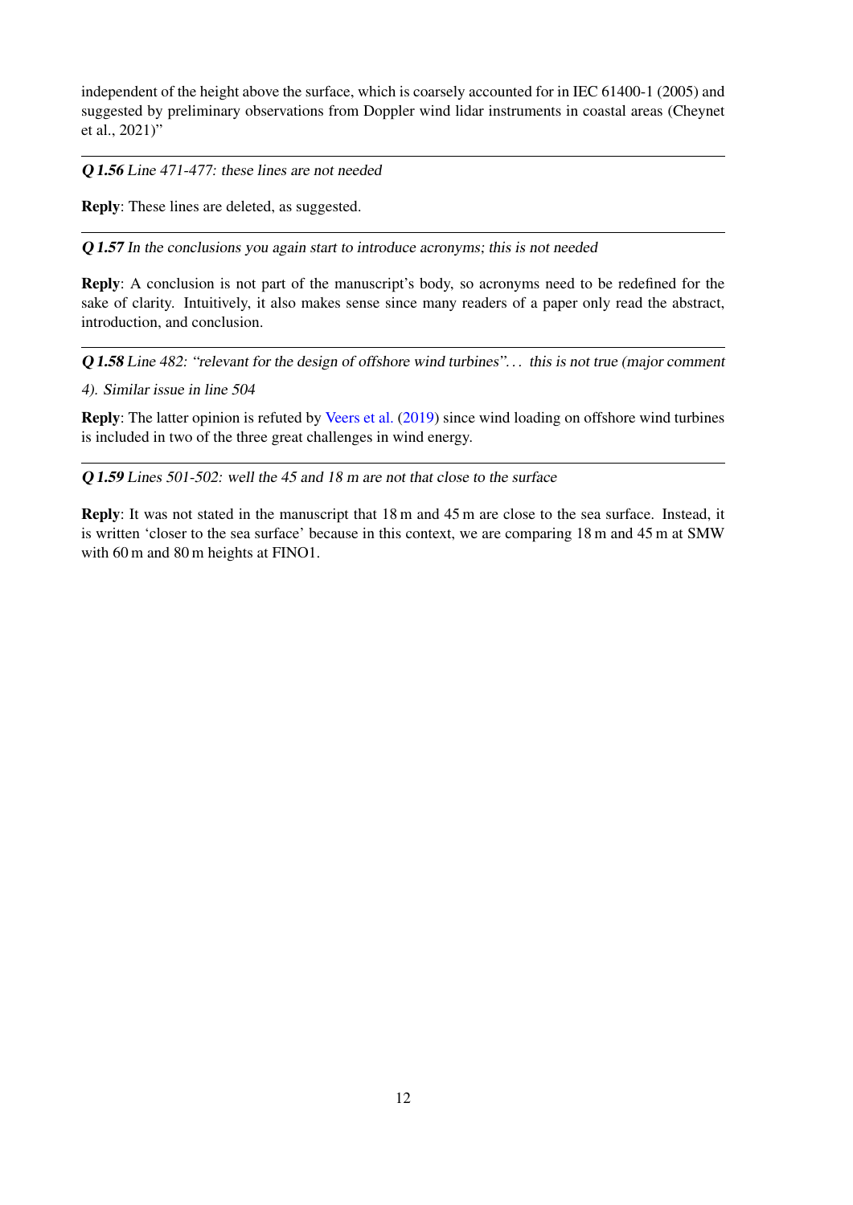independent of the height above the surface, which is coarsely accounted for in IEC 61400-1 (2005) and suggested by preliminary observations from Doppler wind lidar instruments in coastal areas (Cheynet et al., 2021)"

---

***Q 1.56*** *Line 471-477: these lines are not needed*

**Reply**: These lines are deleted, as suggested.

---

***Q 1.57*** *In the conclusions you again start to introduce acronyms; this is not needed*

**Reply**: A conclusion is not part of the manuscript's body, so acronyms need to be redefined for the sake of clarity. Intuitively, it also makes sense since many readers of a paper only read the abstract, introduction, and conclusion.

---

***Q 1.58*** *Line 482: "relevant for the design of offshore wind turbines"... this is not true (major comment 4). Similar issue in line 504*

**Reply**: The latter opinion is refuted by Veers et al. (2019) since wind loading on offshore wind turbines is included in two of the three great challenges in wind energy.

---

***Q 1.59*** *Lines 501-502: well the 45 and 18 m are not that close to the surface*

**Reply**: It was not stated in the manuscript that 18 m and 45 m are close to the sea surface. Instead, it is written 'closer to the sea surface' because in this context, we are comparing 18 m and 45 m at SMW with 60 m and 80 m heights at FINO1.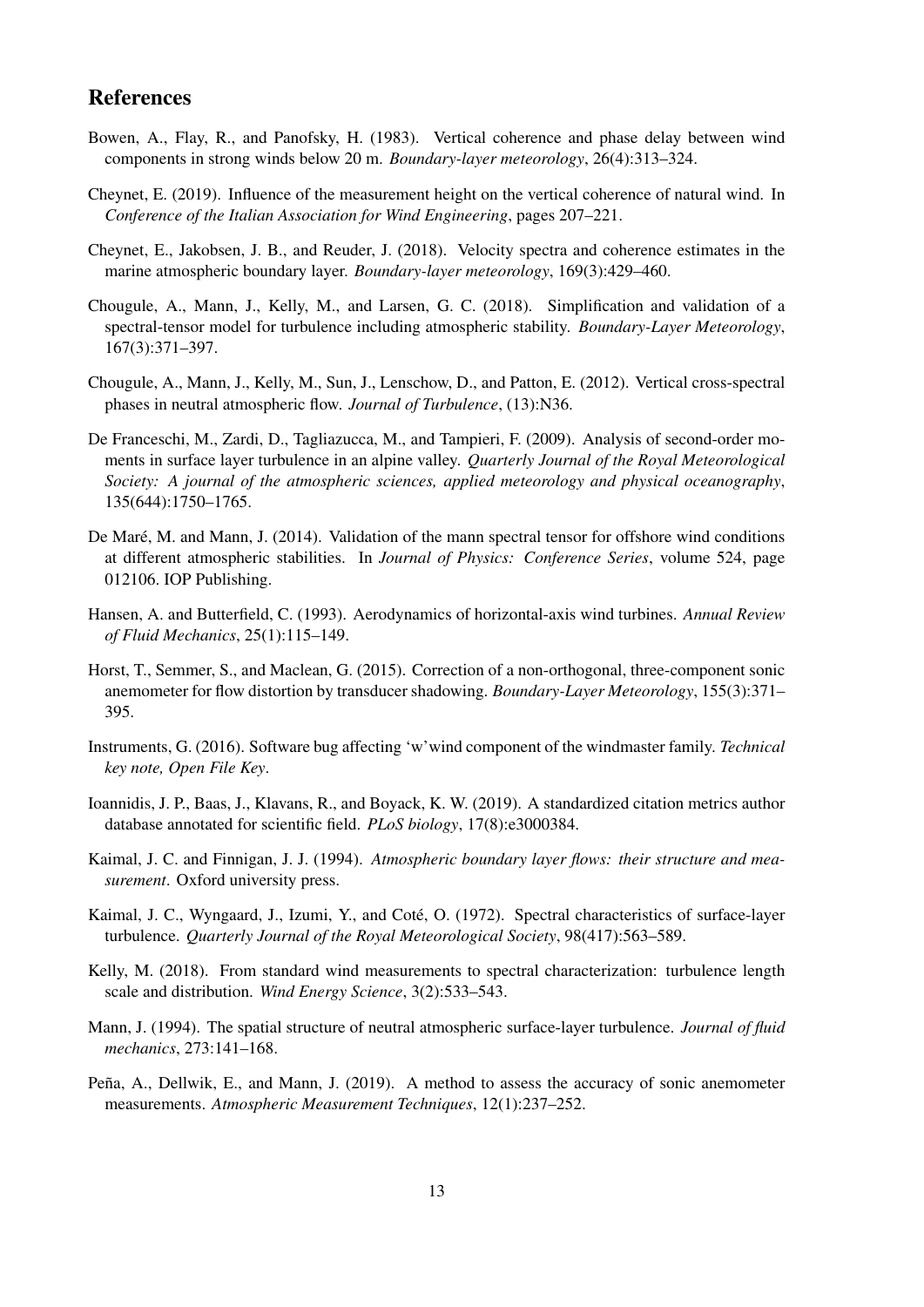## References

Bowen, A., Flay, R., and Panofsky, H. (1983). Vertical coherence and phase delay between wind components in strong winds below 20 m. *Boundary-layer meteorology*, 26(4):313–324.

Cheynet, E. (2019). Influence of the measurement height on the vertical coherence of natural wind. In *Conference of the Italian Association for Wind Engineering*, pages 207–221.

Cheynet, E., Jakobsen, J. B., and Reuder, J. (2018). Velocity spectra and coherence estimates in the marine atmospheric boundary layer. *Boundary-layer meteorology*, 169(3):429–460.

Chougule, A., Mann, J., Kelly, M., and Larsen, G. C. (2018). Simplification and validation of a spectral-tensor model for turbulence including atmospheric stability. *Boundary-Layer Meteorology*, 167(3):371–397.

Chougule, A., Mann, J., Kelly, M., Sun, J., Lenschow, D., and Patton, E. (2012). Vertical cross-spectral phases in neutral atmospheric flow. *Journal of Turbulence*, (13):N36.

De Franceschi, M., Zardi, D., Tagliazucca, M., and Tampieri, F. (2009). Analysis of second-order moments in surface layer turbulence in an alpine valley. *Quarterly Journal of the Royal Meteorological Society: A journal of the atmospheric sciences, applied meteorology and physical oceanography*, 135(644):1750–1765.

De Maré, M. and Mann, J. (2014). Validation of the mann spectral tensor for offshore wind conditions at different atmospheric stabilities. In *Journal of Physics: Conference Series*, volume 524, page 012106. IOP Publishing.

Hansen, A. and Butterfield, C. (1993). Aerodynamics of horizontal-axis wind turbines. *Annual Review of Fluid Mechanics*, 25(1):115–149.

Horst, T., Semmer, S., and Maclean, G. (2015). Correction of a non-orthogonal, three-component sonic anemometer for flow distortion by transducer shadowing. *Boundary-Layer Meteorology*, 155(3):371–395.

Instruments, G. (2016). Software bug affecting 'w'wind component of the windmaster family. *Technical key note, Open File Key*.

Ioannidis, J. P., Baas, J., Klavans, R., and Boyack, K. W. (2019). A standardized citation metrics author database annotated for scientific field. *PLoS biology*, 17(8):e3000384.

Kaimal, J. C. and Finnigan, J. J. (1994). *Atmospheric boundary layer flows: their structure and measurement*. Oxford university press.

Kaimal, J. C., Wyngaard, J., Izumi, Y., and Coté, O. (1972). Spectral characteristics of surface-layer turbulence. *Quarterly Journal of the Royal Meteorological Society*, 98(417):563–589.

Kelly, M. (2018). From standard wind measurements to spectral characterization: turbulence length scale and distribution. *Wind Energy Science*, 3(2):533–543.

Mann, J. (1994). The spatial structure of neutral atmospheric surface-layer turbulence. *Journal of fluid mechanics*, 273:141–168.

Peña, A., Dellwik, E., and Mann, J. (2019). A method to assess the accuracy of sonic anemometer measurements. *Atmospheric Measurement Techniques*, 12(1):237–252.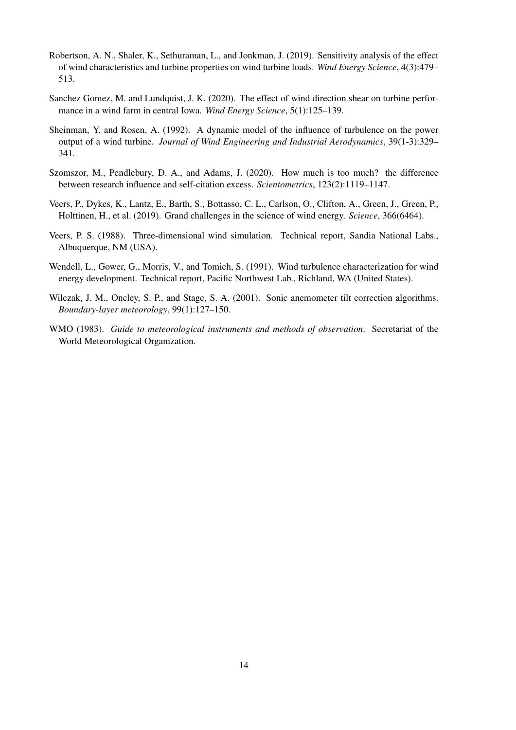Robertson, A. N., Shaler, K., Sethuraman, L., and Jonkman, J. (2019). Sensitivity analysis of the effect of wind characteristics and turbine properties on wind turbine loads. *Wind Energy Science*, 4(3):479–513.

Sanchez Gomez, M. and Lundquist, J. K. (2020). The effect of wind direction shear on turbine performance in a wind farm in central Iowa. *Wind Energy Science*, 5(1):125–139.

Sheinman, Y. and Rosen, A. (1992). A dynamic model of the influence of turbulence on the power output of a wind turbine. *Journal of Wind Engineering and Industrial Aerodynamics*, 39(1-3):329–341.

Szomszor, M., Pendlebury, D. A., and Adams, J. (2020). How much is too much? the difference between research influence and self-citation excess. *Scientometrics*, 123(2):1119–1147.

Veers, P., Dykes, K., Lantz, E., Barth, S., Bottasso, C. L., Carlson, O., Clifton, A., Green, J., Green, P., Holttinen, H., et al. (2019). Grand challenges in the science of wind energy. *Science*, 366(6464).

Veers, P. S. (1988). Three-dimensional wind simulation. Technical report, Sandia National Labs., Albuquerque, NM (USA).

Wendell, L., Gower, G., Morris, V., and Tomich, S. (1991). Wind turbulence characterization for wind energy development. Technical report, Pacific Northwest Lab., Richland, WA (United States).

Wilczak, J. M., Oncley, S. P., and Stage, S. A. (2001). Sonic anemometer tilt correction algorithms. *Boundary-layer meteorology*, 99(1):127–150.

WMO (1983). *Guide to meteorological instruments and methods of observation*. Secretariat of the World Meteorological Organization.